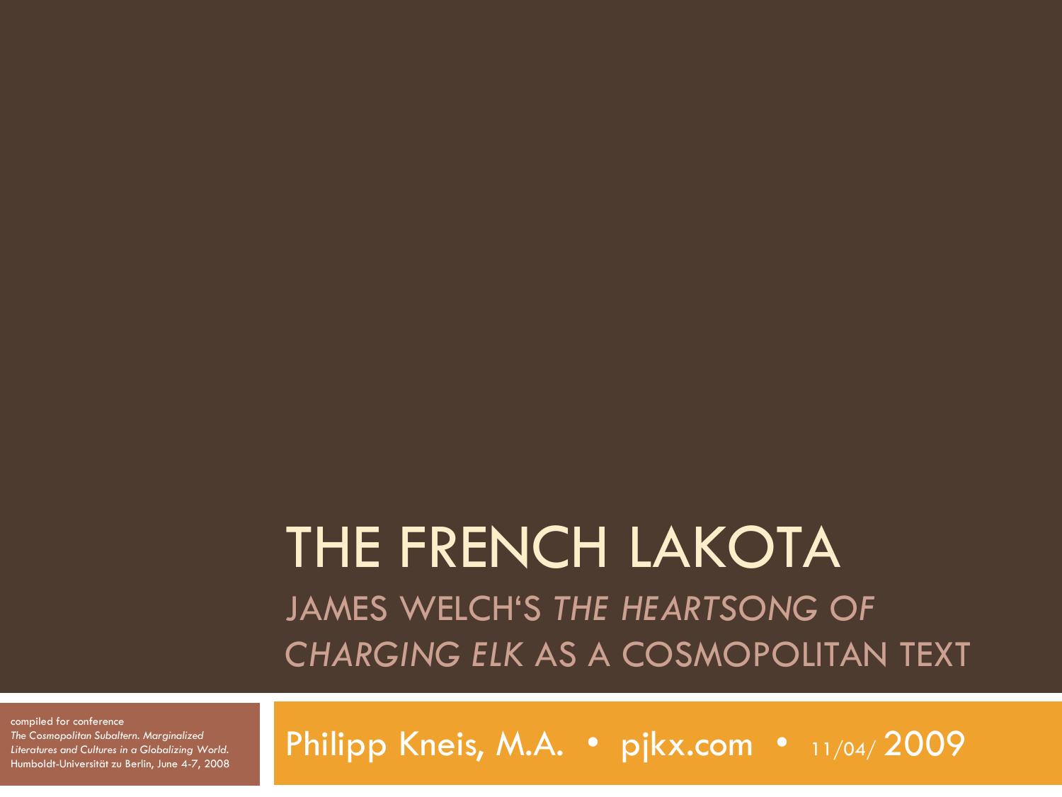# THE FRENCH LAKOTA

## JAMES WELCH'S *THE HEARTSONG OF CHARGING ELK* AS A COSMOPOLITAN TEXT

compiled for conference
*The Cosmopolitan Subaltern. Marginalized Literatures and Cultures in a Globalizing World.*
Humboldt-Universität zu Berlin, June 4-7, 2008

Philipp Kneis, M.A. • pjkx.com • 11/04/ 2009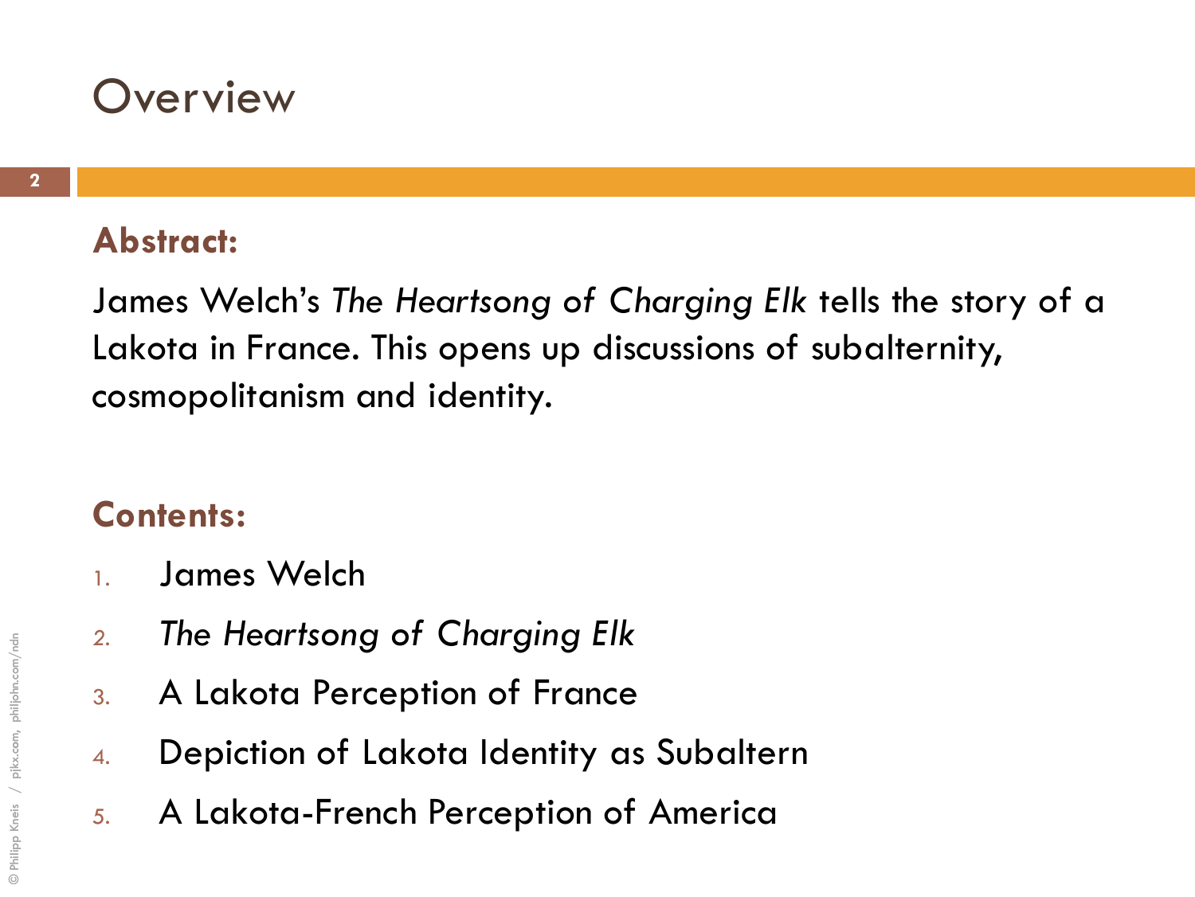# Overview

**Abstract:**

James Welch's *The Heartsong of Charging Elk* tells the story of a Lakota in France. This opens up discussions of subalternity, cosmopolitanism and identity.

**Contents:**

1. James Welch
2. *The Heartsong of Charging Elk*
3. A Lakota Perception of France
4. Depiction of Lakota Identity as Subaltern
5. A Lakota-French Perception of America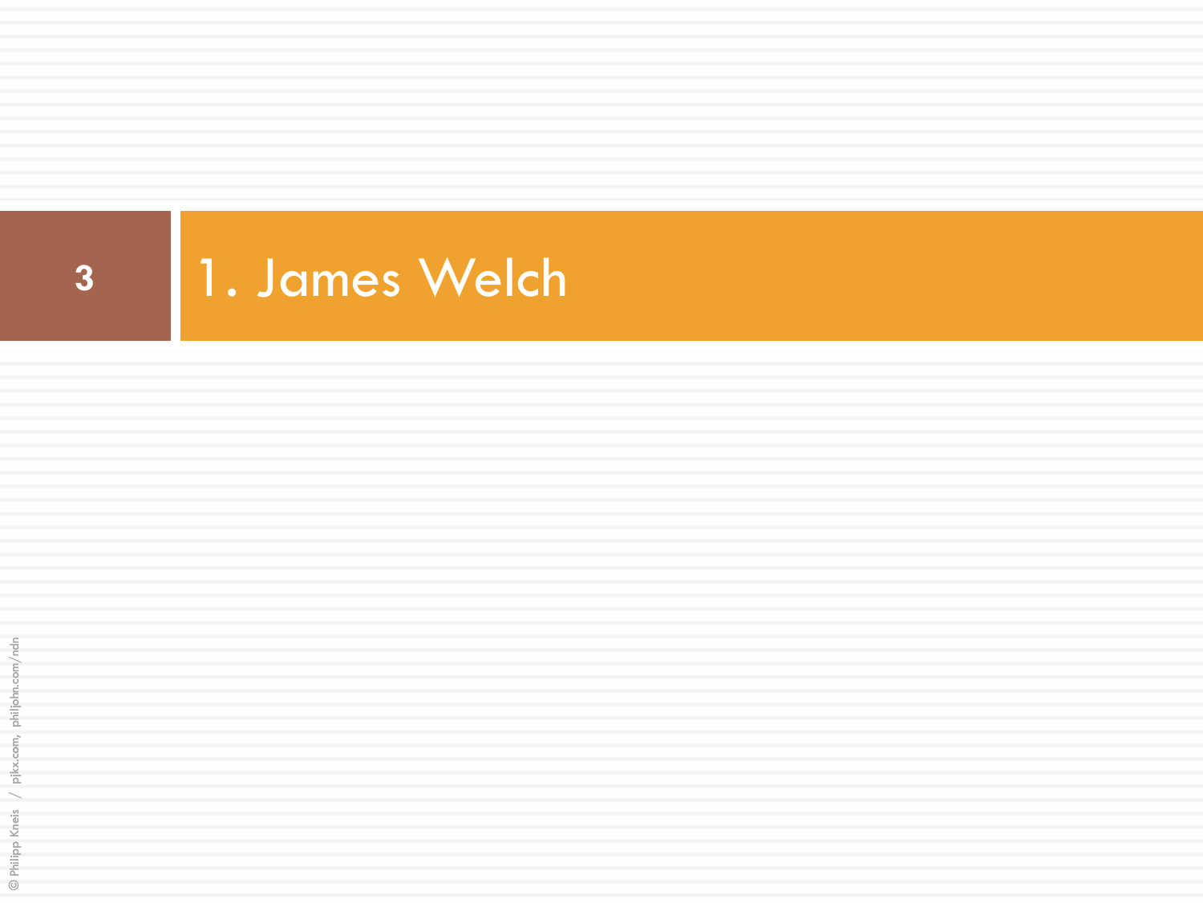# 1. James Welch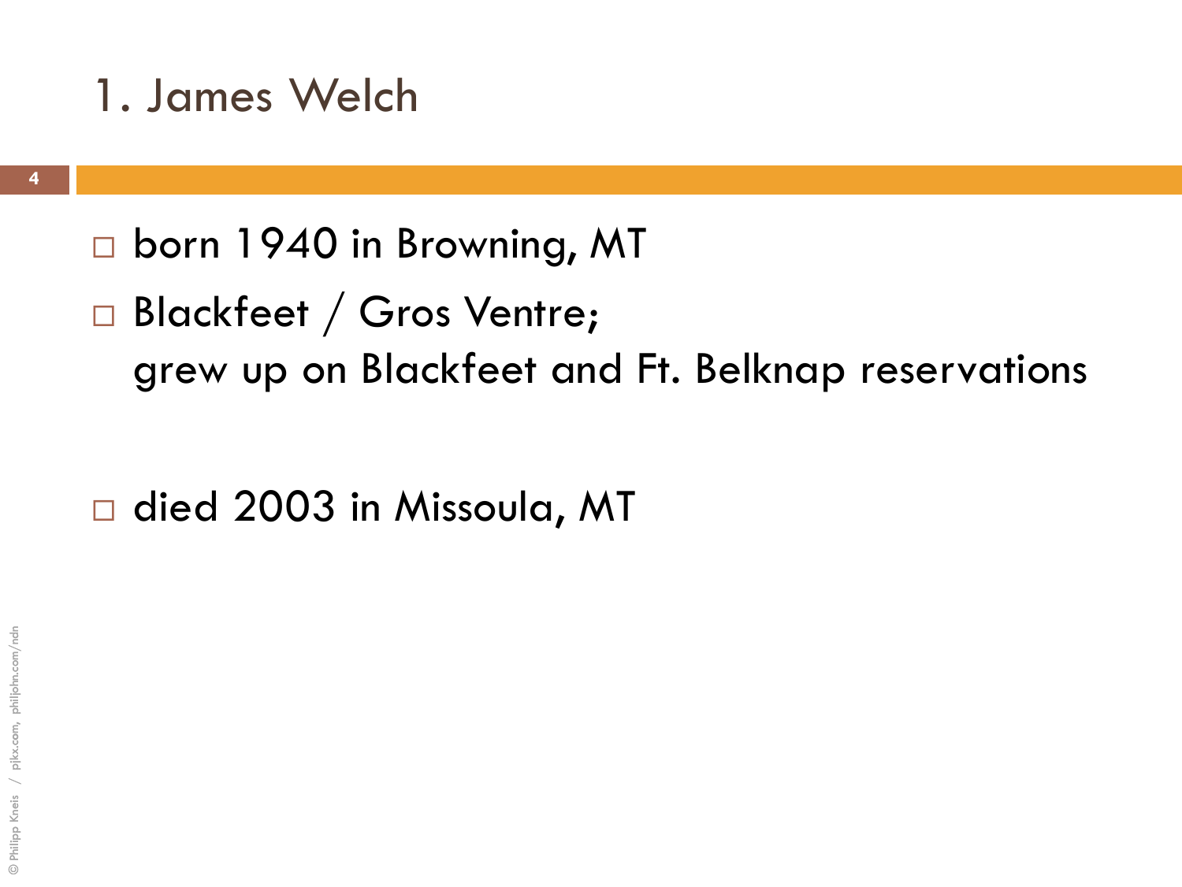# 1. James Welch

- born 1940 in Browning, MT
- Blackfeet / Gros Ventre;
  grew up on Blackfeet and Ft. Belknap reservations

- died 2003 in Missoula, MT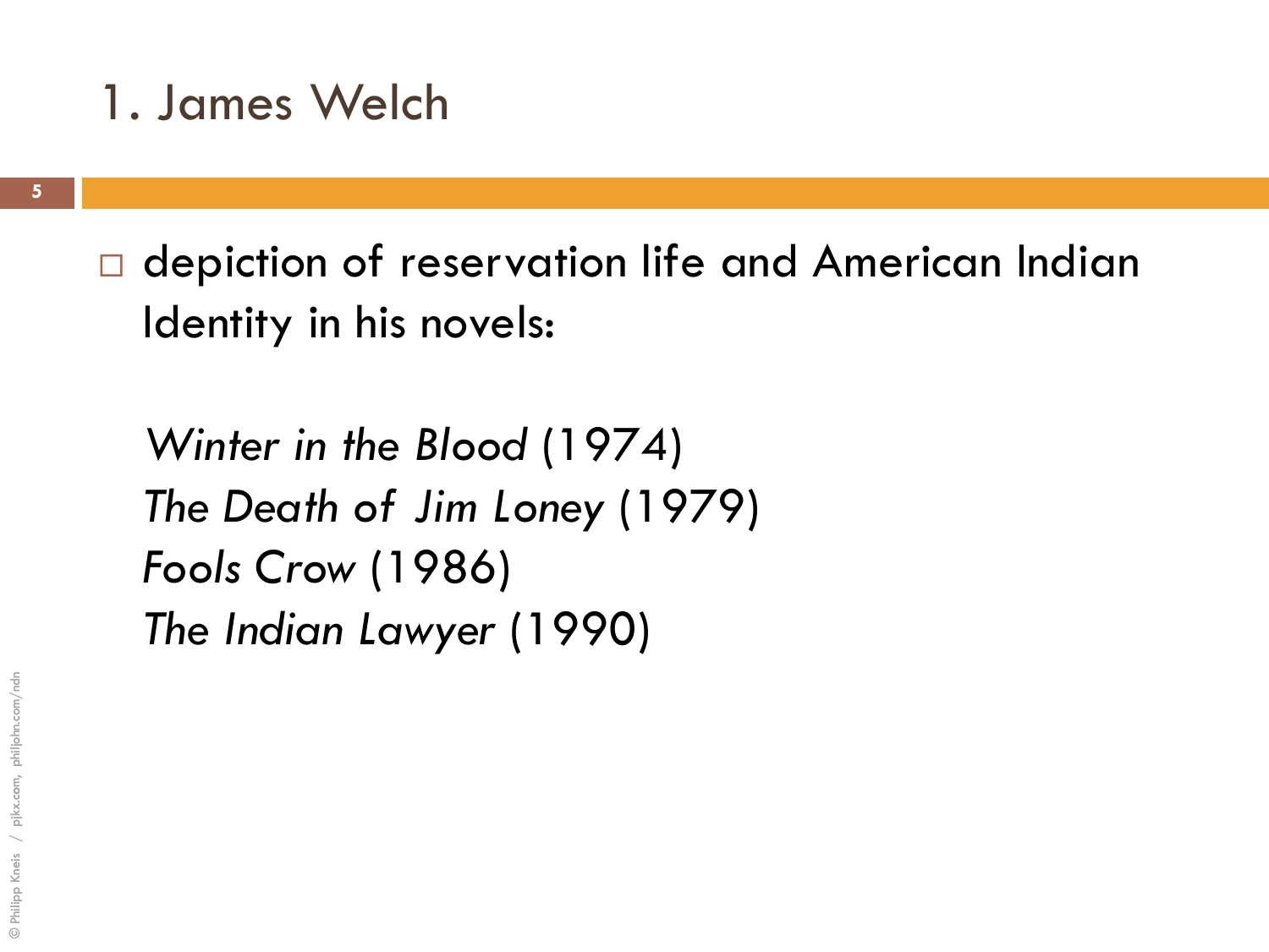# 1. James Welch

- depiction of reservation life and American Indian Identity in his novels:

  *Winter in the Blood* (1974)
  *The Death of Jim Loney* (1979)
  *Fools Crow* (1986)
  *The Indian Lawyer* (1990)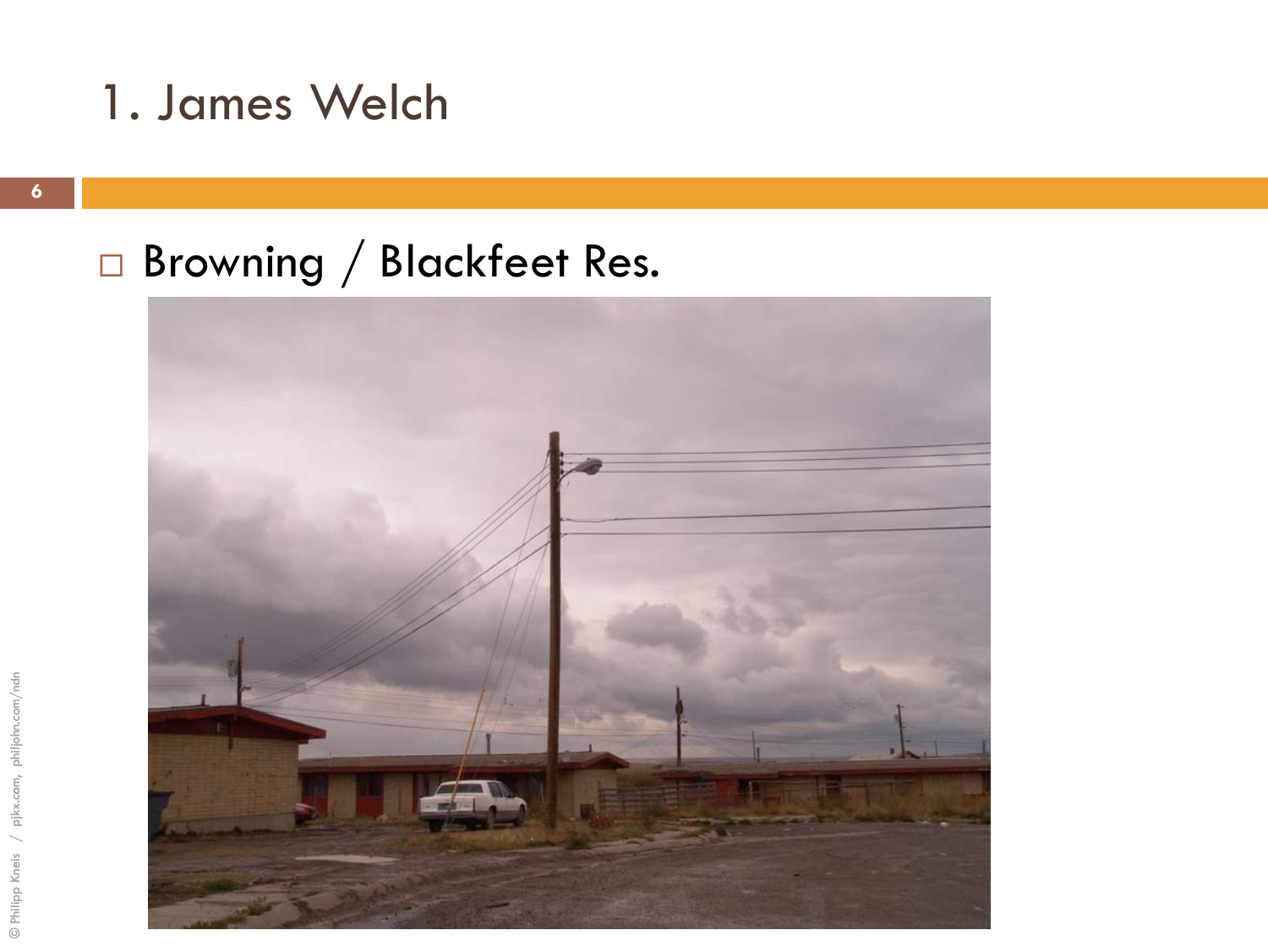# 1. James Welch

- Browning / Blackfeet Res.

© Philipp Kneis / pjkx.com, philjohn.com/ndn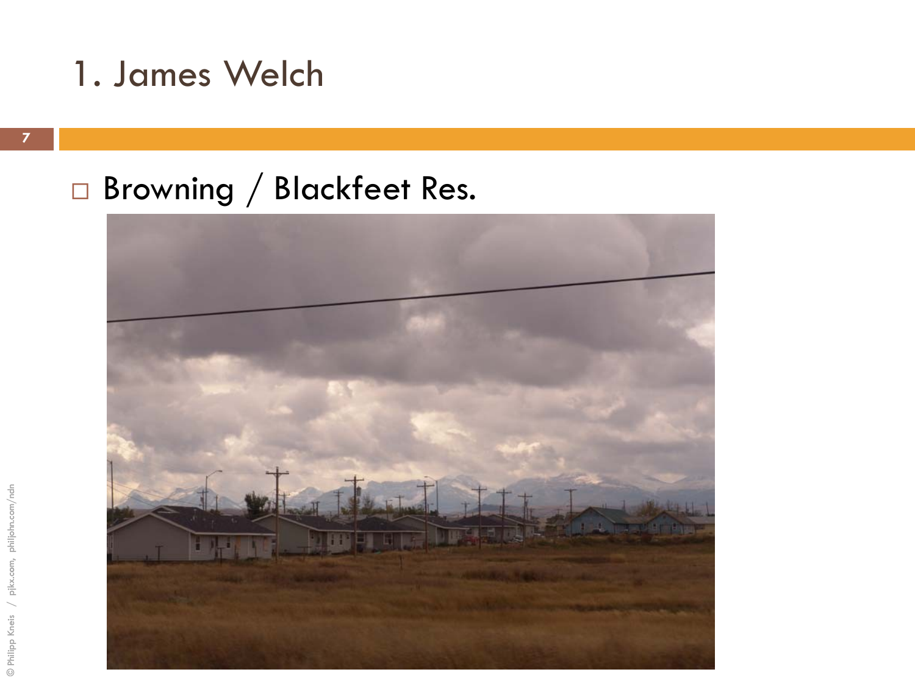# 1. James Welch

- Browning / Blackfeet Res.

© Philipp Kneis / pjkx.com, philjohn.com/ndn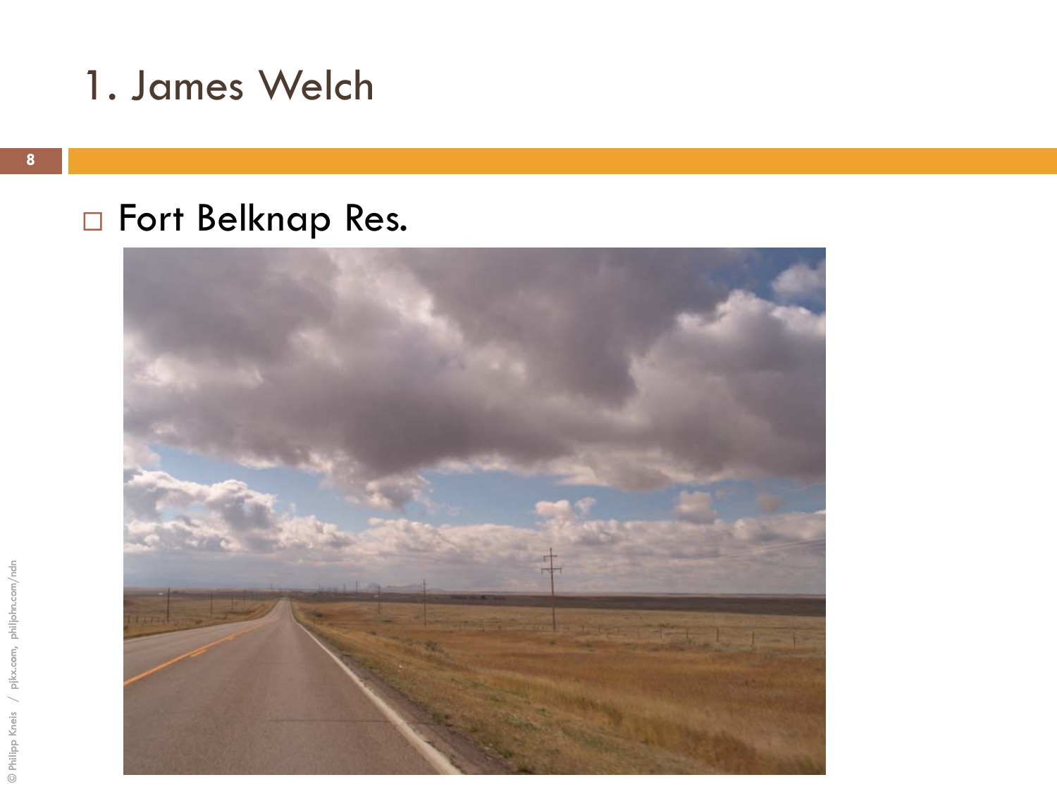# 1. James Welch

- Fort Belknap Res.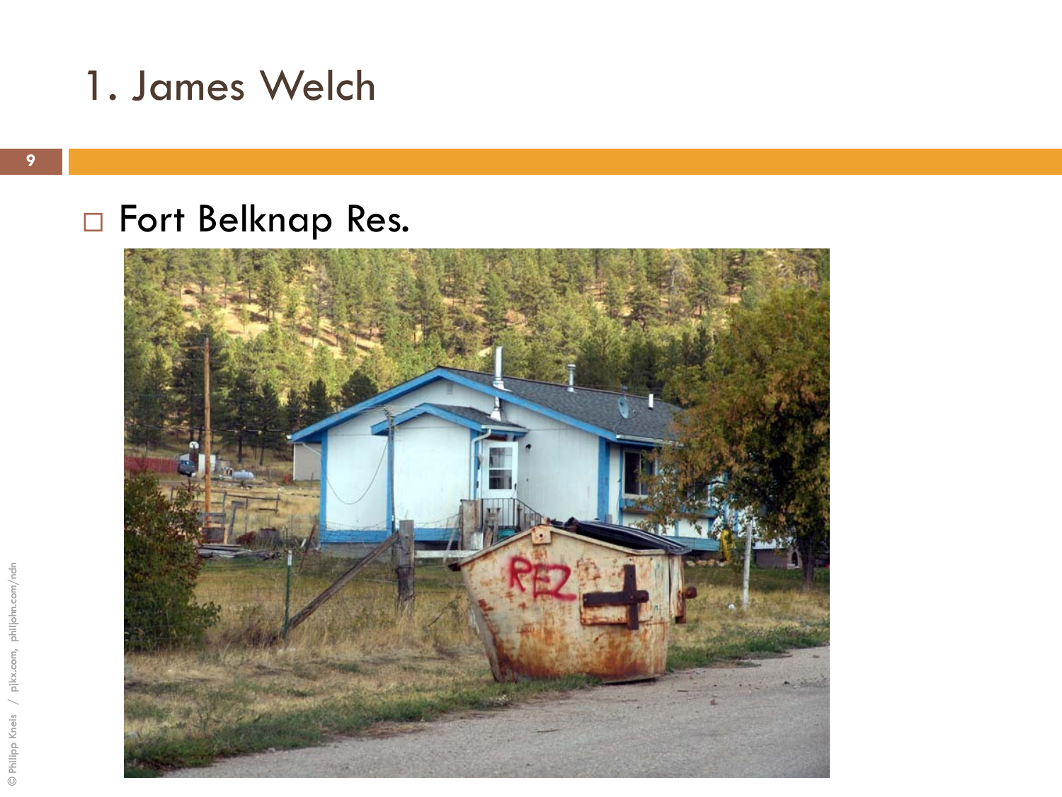# 1. James Welch

- Fort Belknap Res.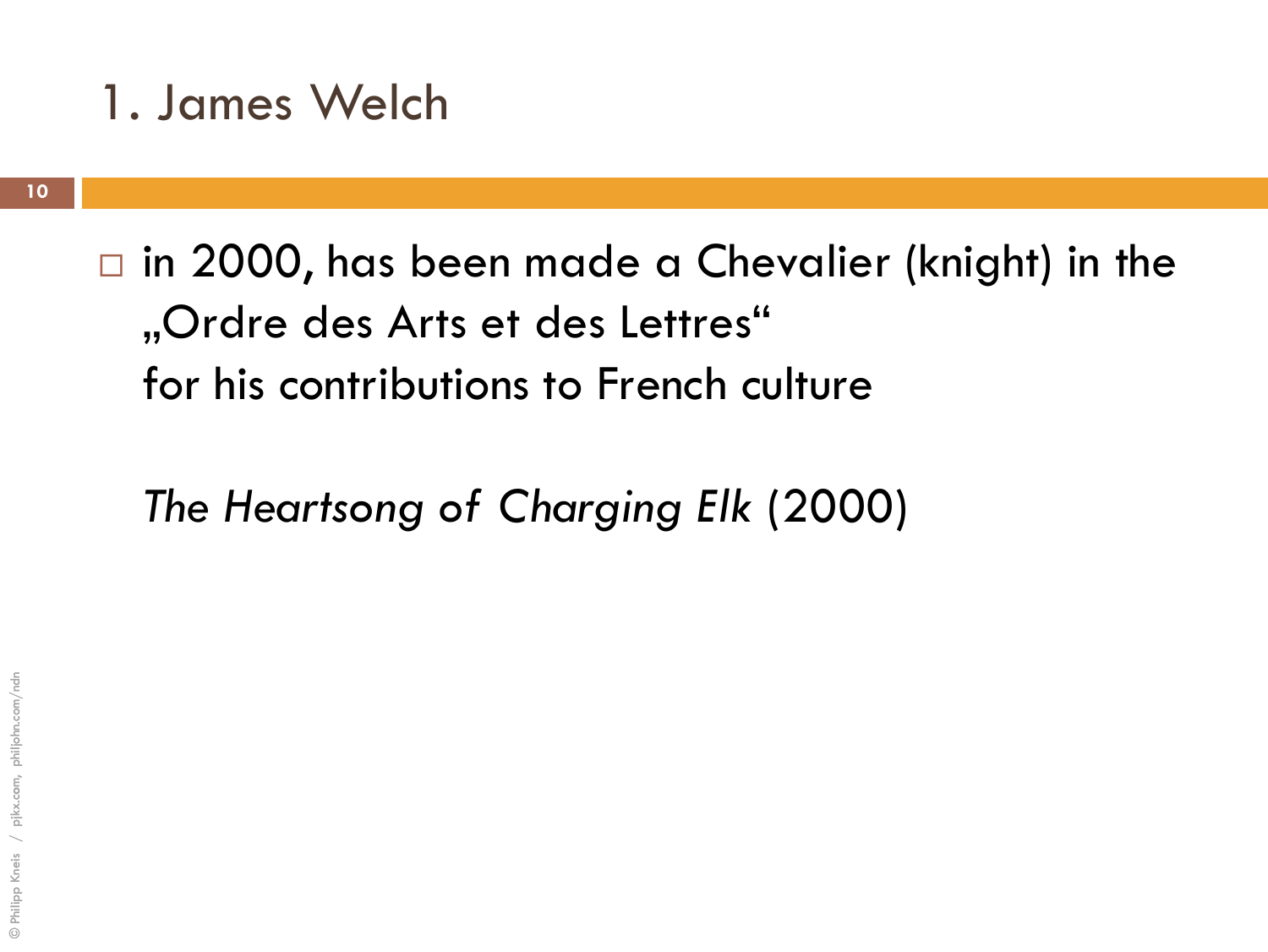# 1. James Welch

- in 2000, has been made a Chevalier (knight) in the „Ordre des Arts et des Lettres“
  for his contributions to French culture

  *The Heartsong of Charging Elk* (2000)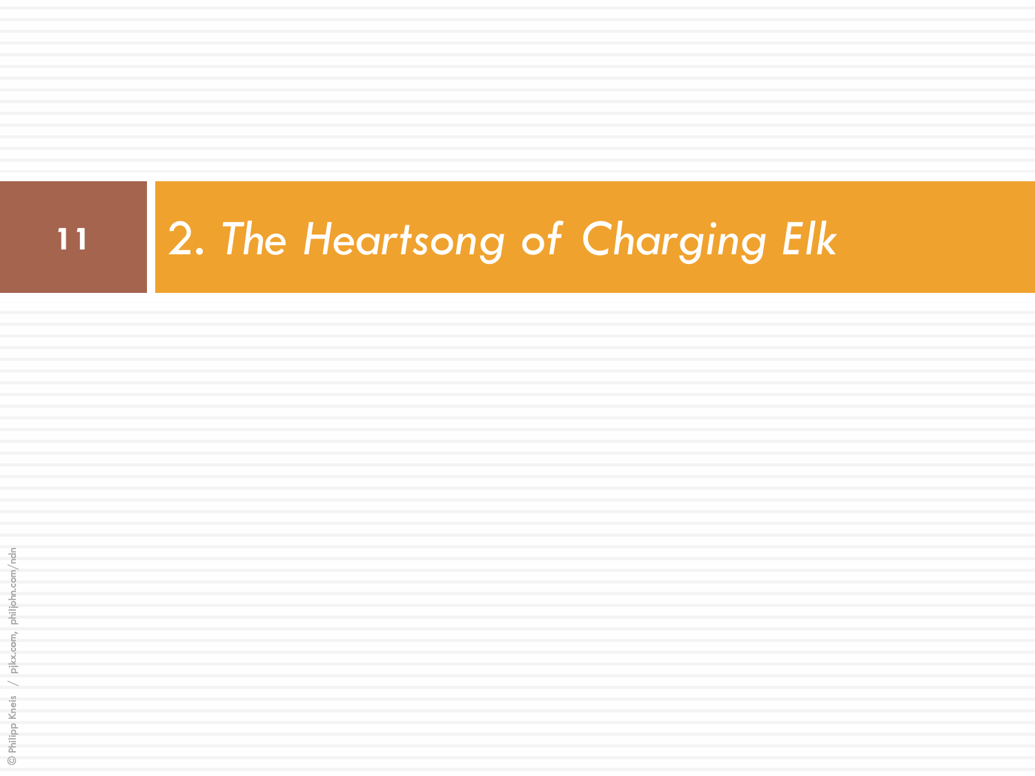# 2. *The Heartsong of Charging Elk*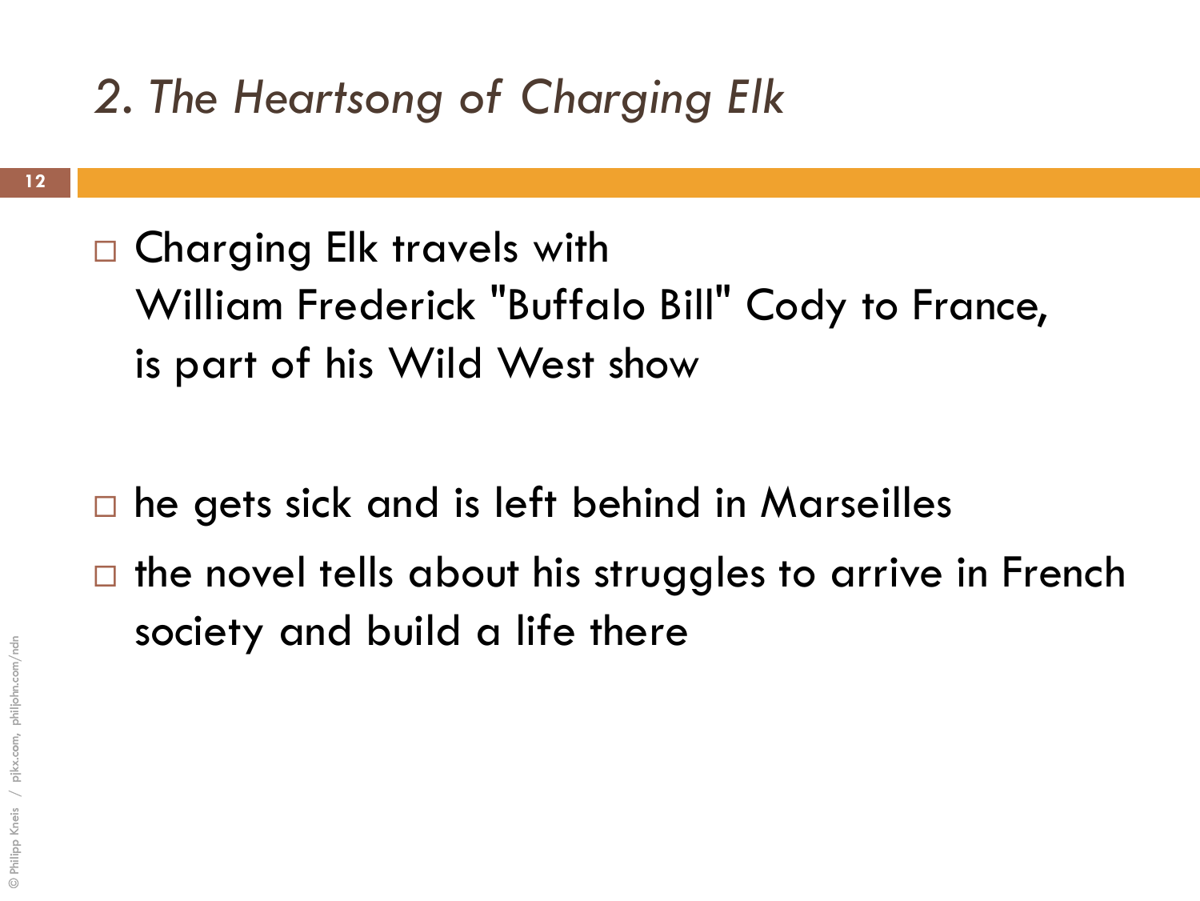## *2. The Heartsong of Charging Elk*

- Charging Elk travels with William Frederick "Buffalo Bill" Cody to France, is part of his Wild West show

- he gets sick and is left behind in Marseilles
- the novel tells about his struggles to arrive in French society and build a life there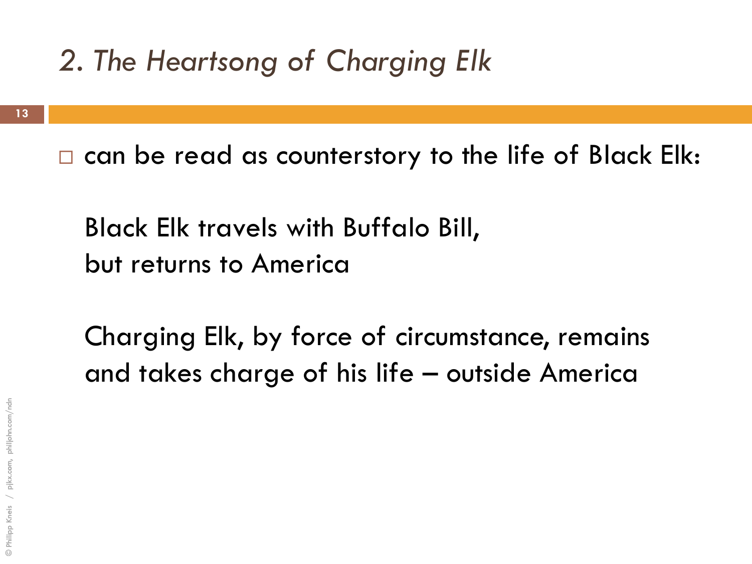## *2. The Heartsong of Charging Elk*

- can be read as counterstory to the life of Black Elk:

  Black Elk travels with Buffalo Bill,
  but returns to America

  Charging Elk, by force of circumstance, remains
  and takes charge of his life – outside America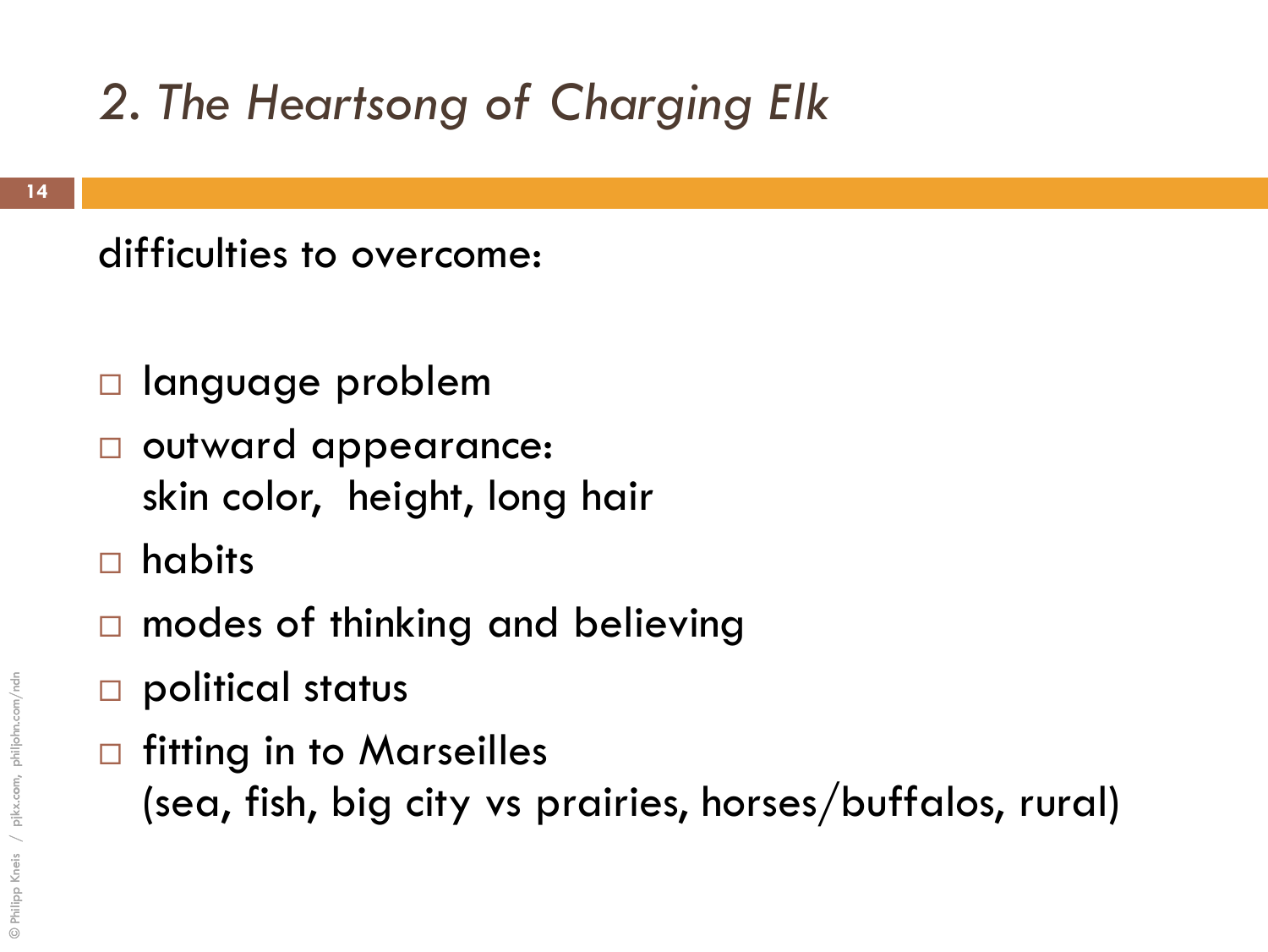## *2. The Heartsong of Charging Elk*

difficulties to overcome:

- language problem
- outward appearance:
  skin color, height, long hair
- habits
- modes of thinking and believing
- political status
- fitting in to Marseilles
  (sea, fish, big city vs prairies, horses/buffalos, rural)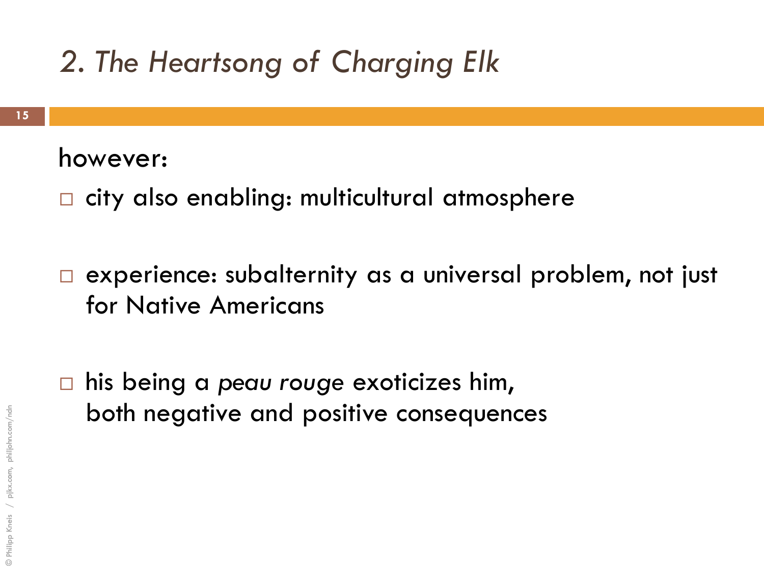## *2. The Heartsong of Charging Elk*

however:

- city also enabling: multicultural atmosphere
- experience: subalternity as a universal problem, not just for Native Americans
- his being a *peau rouge* exoticizes him, both negative and positive consequences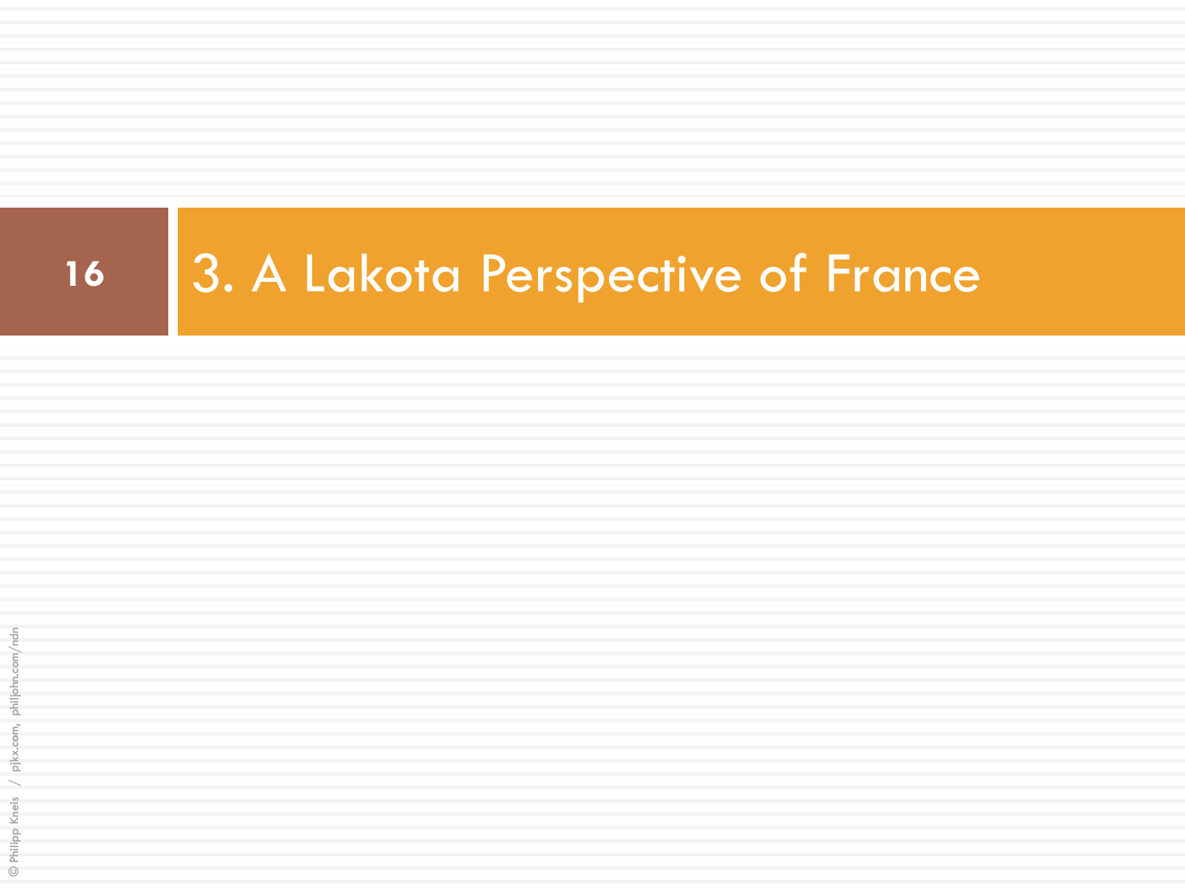# 3. A Lakota Perspective of France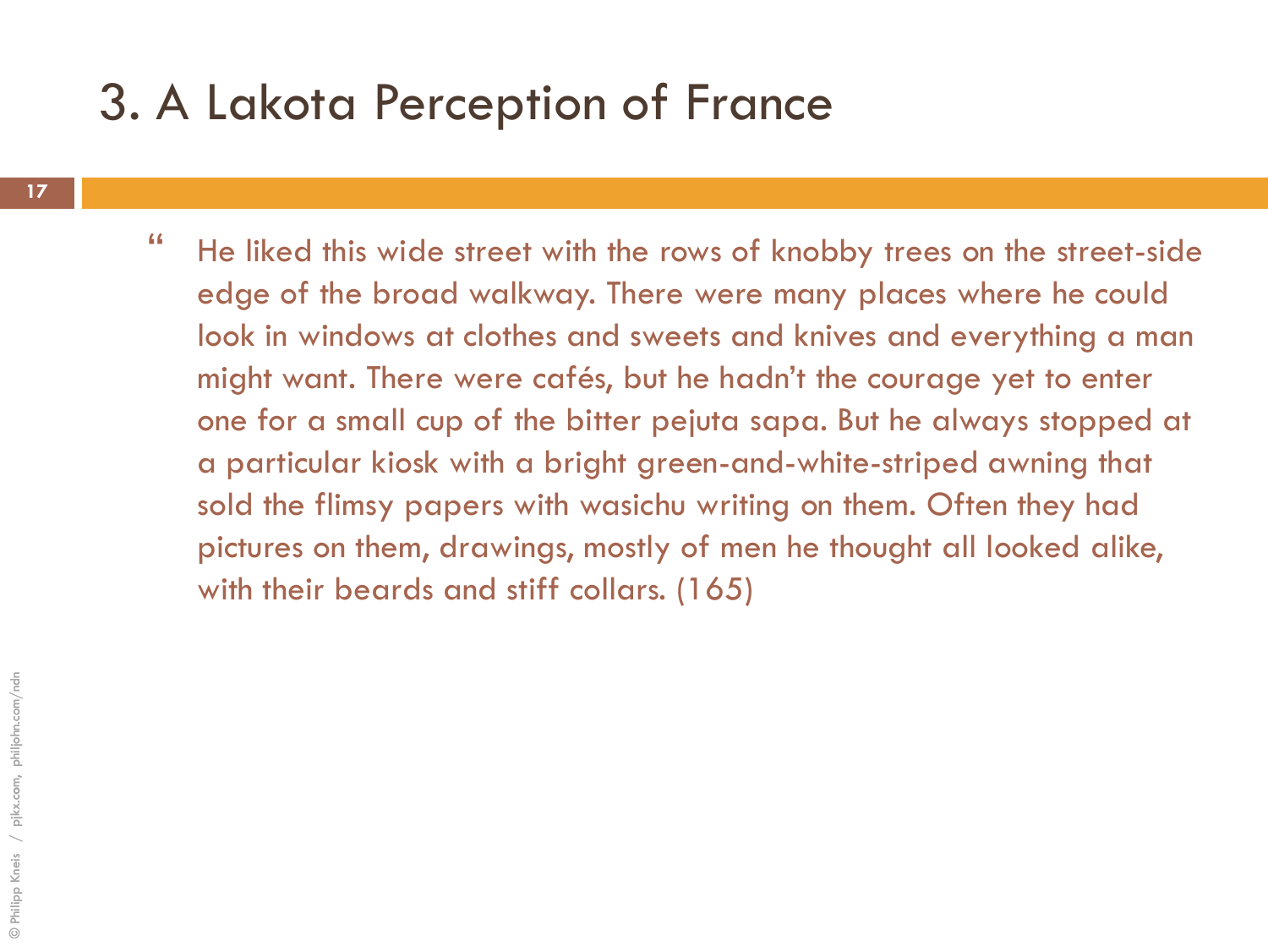# 3. A Lakota Perception of France

> He liked this wide street with the rows of knobby trees on the street-side edge of the broad walkway. There were many places where he could look in windows at clothes and sweets and knives and everything a man might want. There were cafés, but he hadn't the courage yet to enter one for a small cup of the bitter pejuta sapa. But he always stopped at a particular kiosk with a bright green-and-white-striped awning that sold the flimsy papers with wasichu writing on them. Often they had pictures on them, drawings, mostly of men he thought all looked alike, with their beards and stiff collars. (165)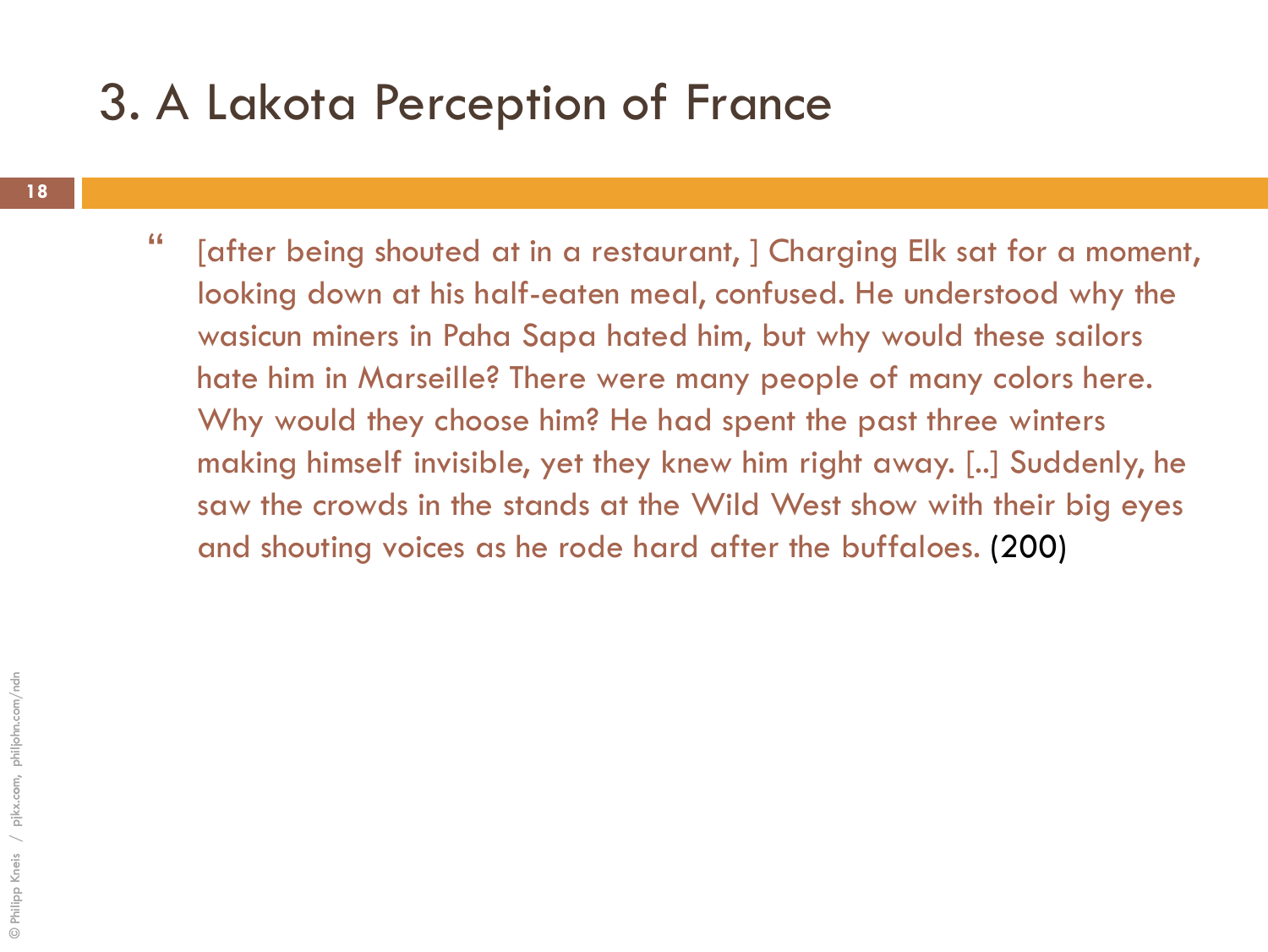# 3. A Lakota Perception of France

> “ [after being shouted at in a restaurant, ] Charging Elk sat for a moment, looking down at his half-eaten meal, confused. He understood why the wasicun miners in Paha Sapa hated him, but why would these sailors hate him in Marseille? There were many people of many colors here. Why would they choose him? He had spent the past three winters making himself invisible, yet they knew him right away. [..] Suddenly, he saw the crowds in the stands at the Wild West show with their big eyes and shouting voices as he rode hard after the buffaloes. (200)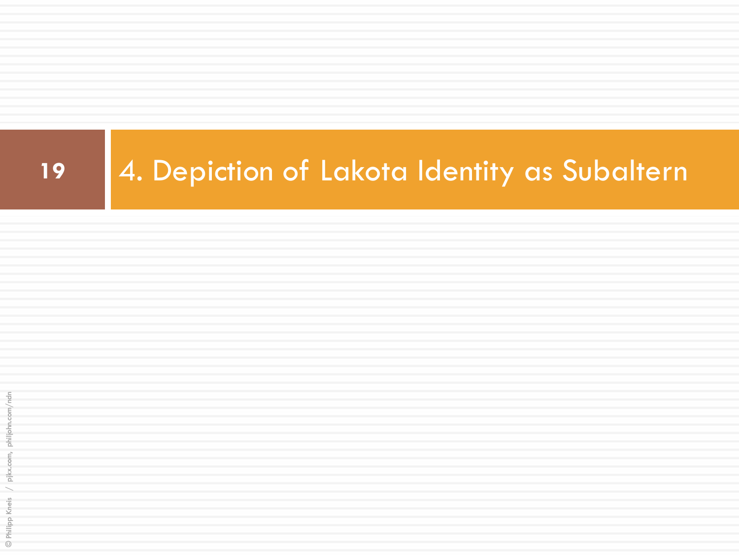# 4. Depiction of Lakota Identity as Subaltern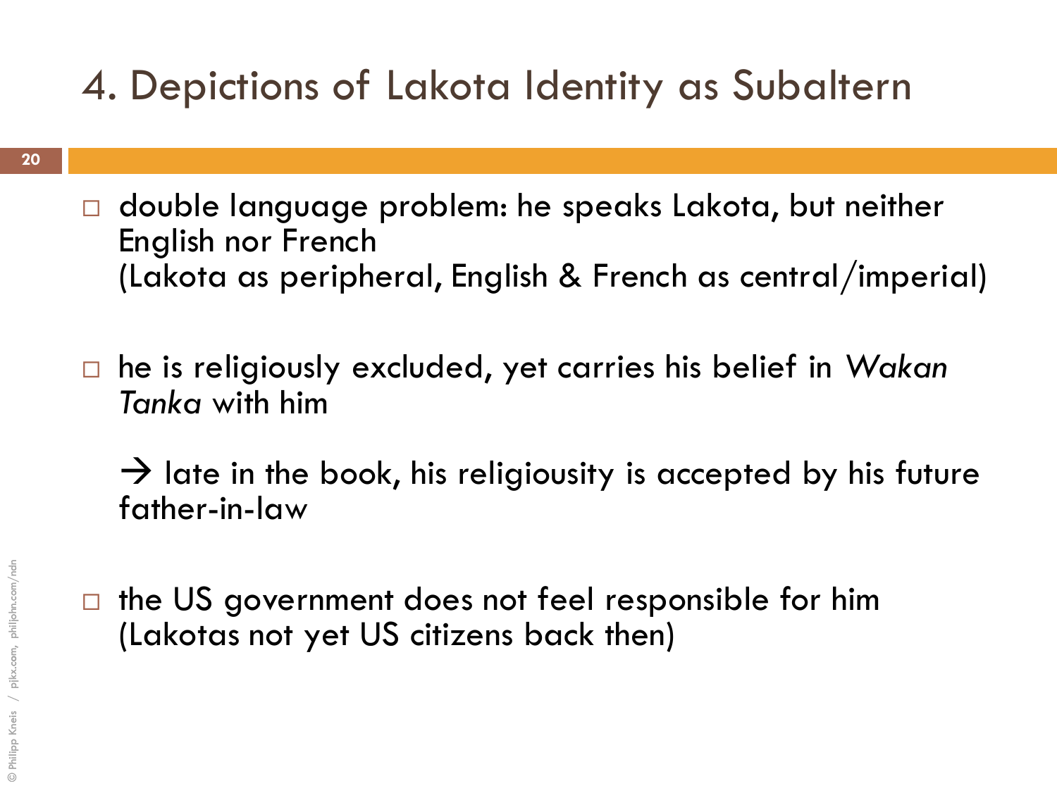# 4. Depictions of Lakota Identity as Subaltern

- double language problem: he speaks Lakota, but neither English nor French
  (Lakota as peripheral, English & French as central/imperial)

- he is religiously excluded, yet carries his belief in *Wakan Tanka* with him

  → late in the book, his religiousity is accepted by his future father-in-law

- the US government does not feel responsible for him
  (Lakotas not yet US citizens back then)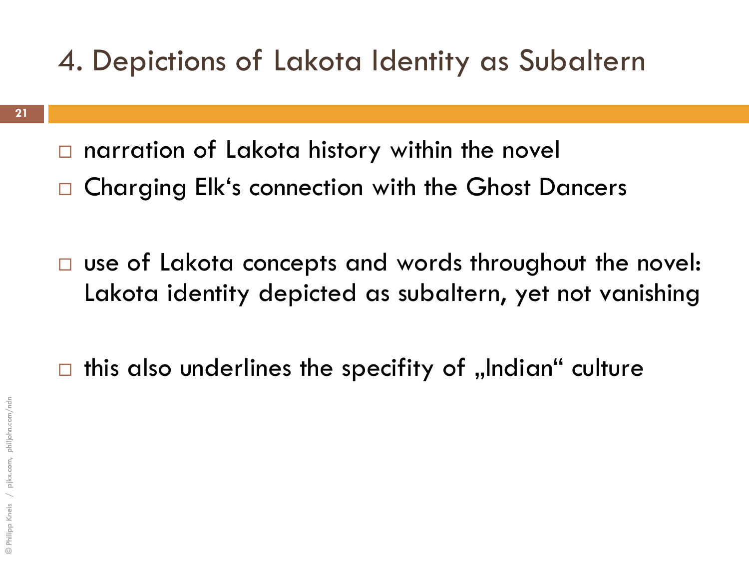# 4. Depictions of Lakota Identity as Subaltern

- narration of Lakota history within the novel
- Charging Elk's connection with the Ghost Dancers

- use of Lakota concepts and words throughout the novel: Lakota identity depicted as subaltern, yet not vanishing

- this also underlines the specifity of „Indian" culture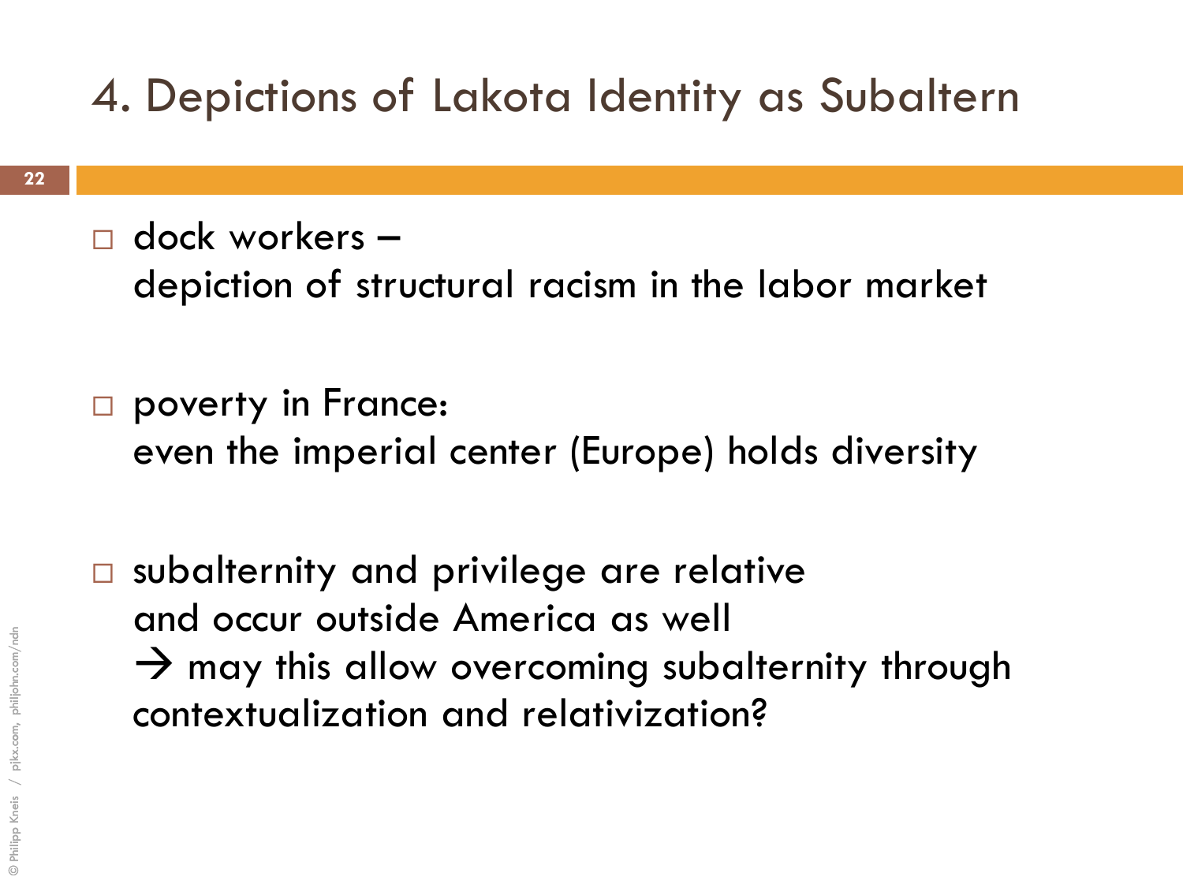# 4. Depictions of Lakota Identity as Subaltern

- dock workers –
  depiction of structural racism in the labor market

- poverty in France:
  even the imperial center (Europe) holds diversity

- subalternity and privilege are relative
  and occur outside America as well
  → may this allow overcoming subalternity through contextualization and relativization?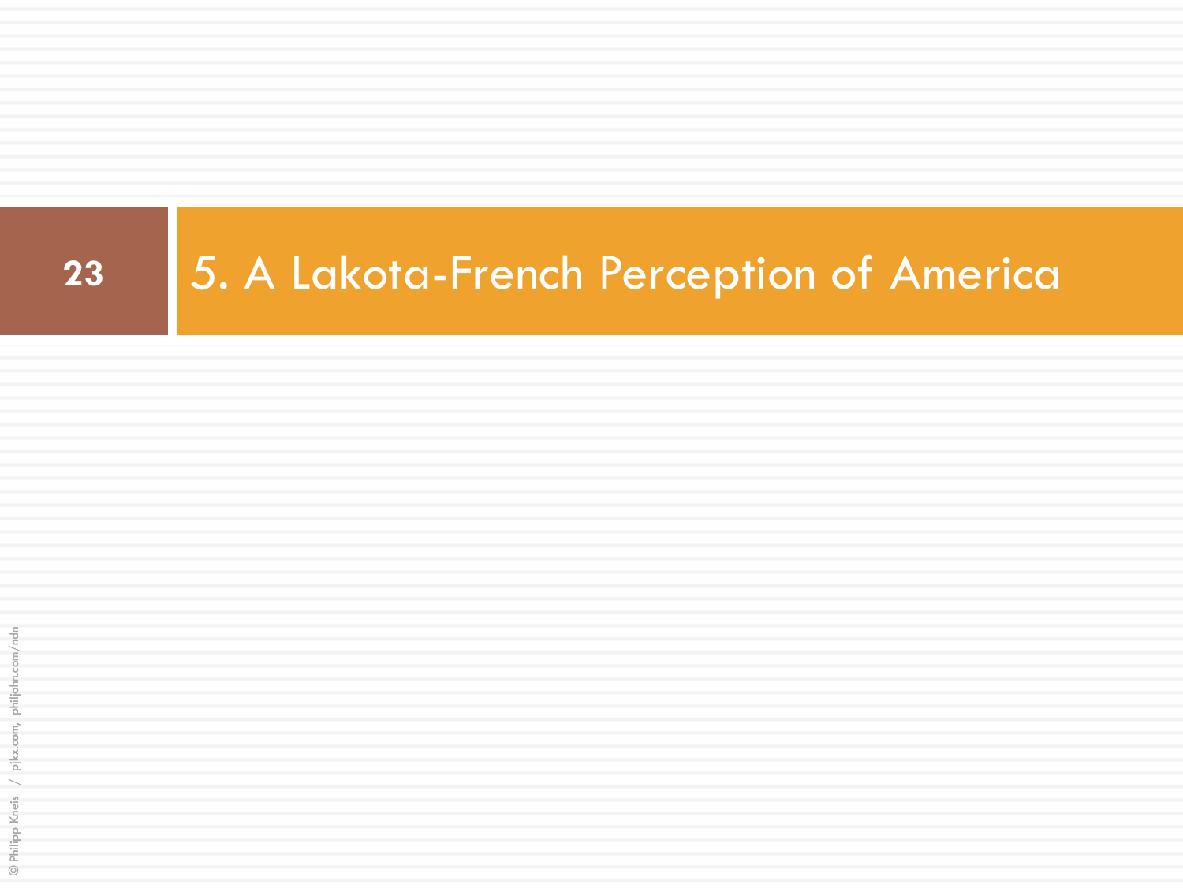# 5. A Lakota-French Perception of America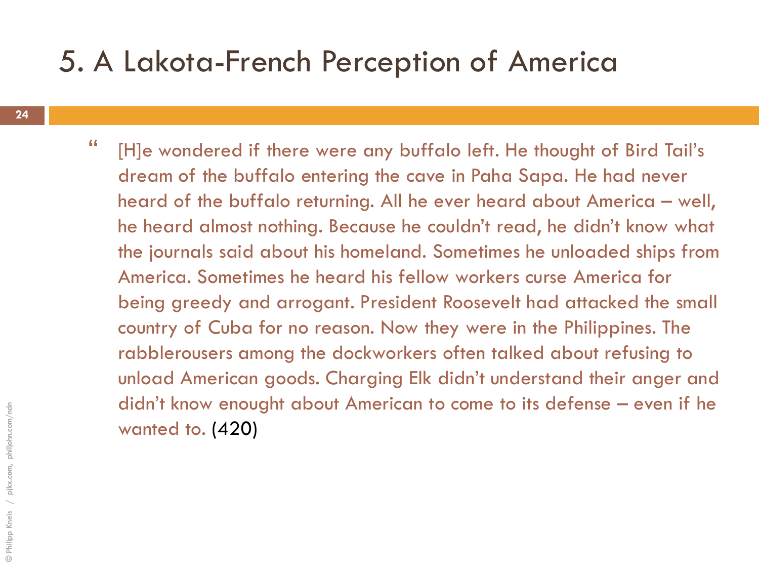# 5. A Lakota-French Perception of America

> “ [H]e wondered if there were any buffalo left. He thought of Bird Tail’s dream of the buffalo entering the cave in Paha Sapa. He had never heard of the buffalo returning. All he ever heard about America – well, he heard almost nothing. Because he couldn’t read, he didn’t know what the journals said about his homeland. Sometimes he unloaded ships from America. Sometimes he heard his fellow workers curse America for being greedy and arrogant. President Roosevelt had attacked the small country of Cuba for no reason. Now they were in the Philippines. The rabblerousers among the dockworkers often talked about refusing to unload American goods. Charging Elk didn’t understand their anger and didn’t know enought about American to come to its defense – even if he wanted to. (420)

© Philipp Kneis / pjkx.com, philjohn.com/ndn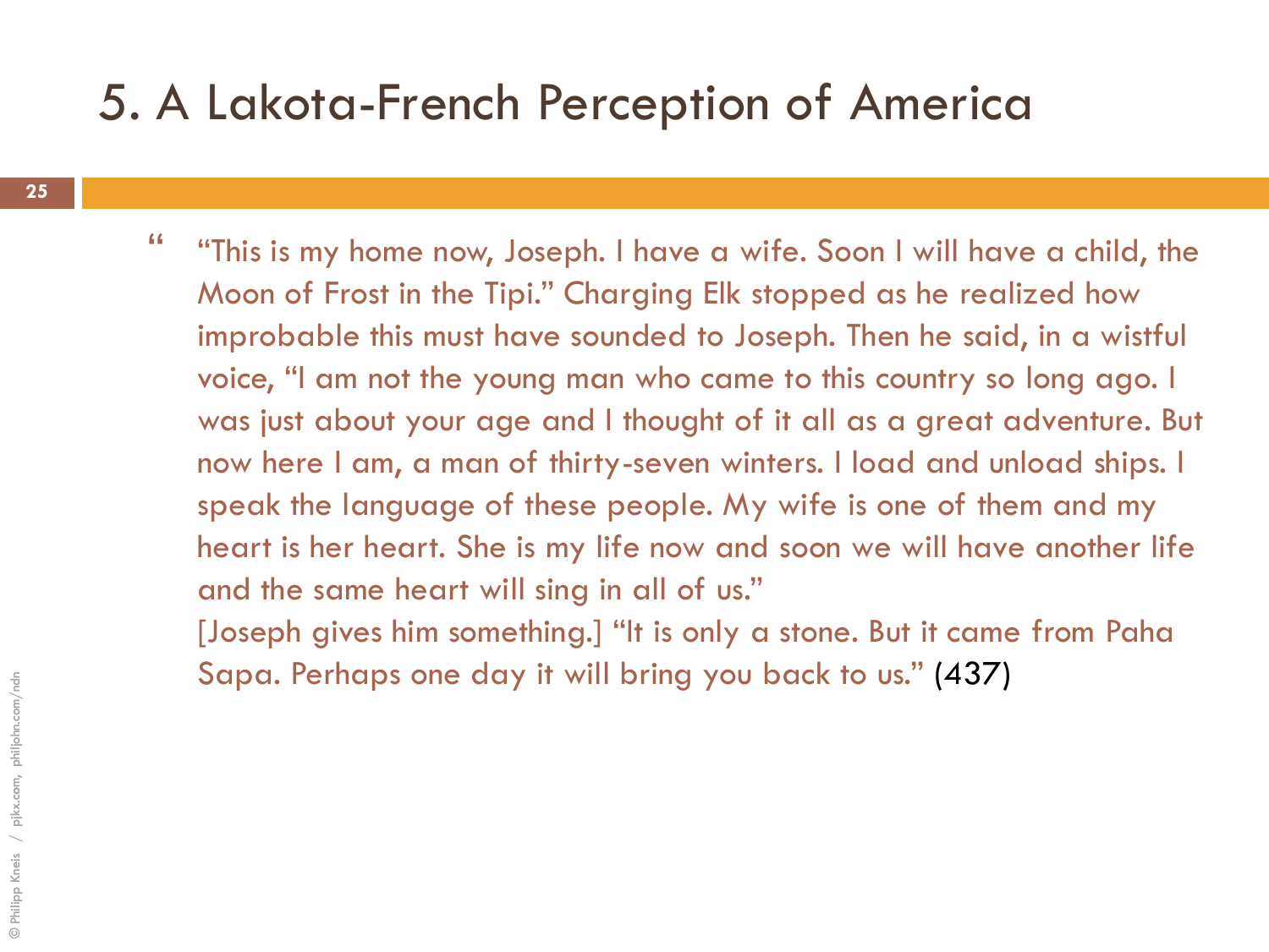# 5. A Lakota-French Perception of America

- "This is my home now, Joseph. I have a wife. Soon I will have a child, the Moon of Frost in the Tipi." Charging Elk stopped as he realized how improbable this must have sounded to Joseph. Then he said, in a wistful voice, "I am not the young man who came to this country so long ago. I was just about your age and I thought of it all as a great adventure. But now here I am, a man of thirty-seven winters. I load and unload ships. I speak the language of these people. My wife is one of them and my heart is her heart. She is my life now and soon we will have another life and the same heart will sing in all of us."
  [Joseph gives him something.] "It is only a stone. But it came from Paha Sapa. Perhaps one day it will bring you back to us." (437)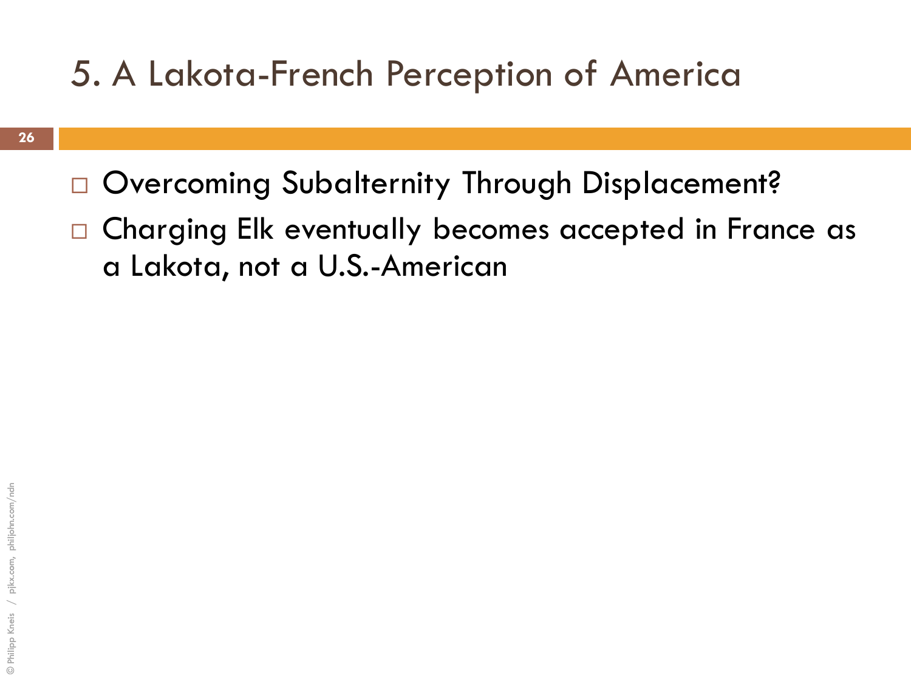# 5. A Lakota-French Perception of America

- Overcoming Subalternity Through Displacement?
- Charging Elk eventually becomes accepted in France as a Lakota, not a U.S.-American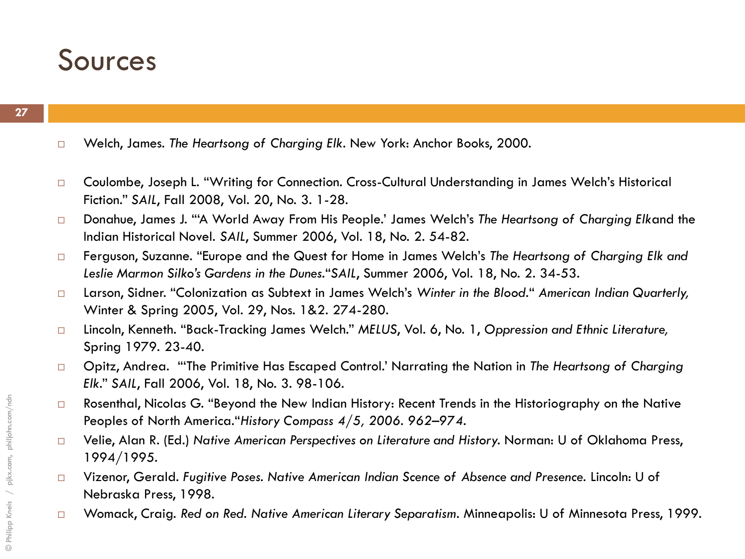# Sources

- Welch, James. *The Heartsong of Charging Elk*. New York: Anchor Books, 2000.

- Coulombe, Joseph L. "Writing for Connection. Cross-Cultural Understanding in James Welch's Historical Fiction." *SAIL*, Fall 2008, Vol. 20, No. 3. 1-28.
- Donahue, James J. "'A World Away From His People.' James Welch's *The Heartsong of Charging Elk*and the Indian Historical Novel. *SAIL*, Summer 2006, Vol. 18, No. 2. 54-82.
- Ferguson, Suzanne. "Europe and the Quest for Home in James Welch's *The Heartsong of Charging Elk and Leslie Marmon Silko's Gardens in the Dunes.*"*SAIL*, Summer 2006, Vol. 18, No. 2. 34-53.
- Larson, Sidner. "Colonization as Subtext in James Welch's *Winter in the Blood.*" *American Indian Quarterly,* Winter & Spring 2005, Vol. 29, Nos. 1&2. 274-280.
- Lincoln, Kenneth. "Back-Tracking James Welch." *MELUS*, Vol. 6, No. 1, *Oppression and Ethnic Literature,* Spring 1979. 23-40.
- Opitz, Andrea. "'The Primitive Has Escaped Control.' Narrating the Nation in *The Heartsong of Charging Elk*." *SAIL*, Fall 2006, Vol. 18, No. 3. 98-106.
- Rosenthal, Nicolas G. "Beyond the New Indian History: Recent Trends in the Historiography on the Native Peoples of North America."*History Compass 4/5, 2006. 962–974.*
- Velie, Alan R. (Ed.) *Native American Perspectives on Literature and History*. Norman: U of Oklahoma Press, 1994/1995.
- Vizenor, Gerald. *Fugitive Poses. Native American Indian Scence of Absence and Presence*. Lincoln: U of Nebraska Press, 1998.
- Womack, Craig. *Red on Red. Native American Literary Separatism*. Minneapolis: U of Minnesota Press, 1999.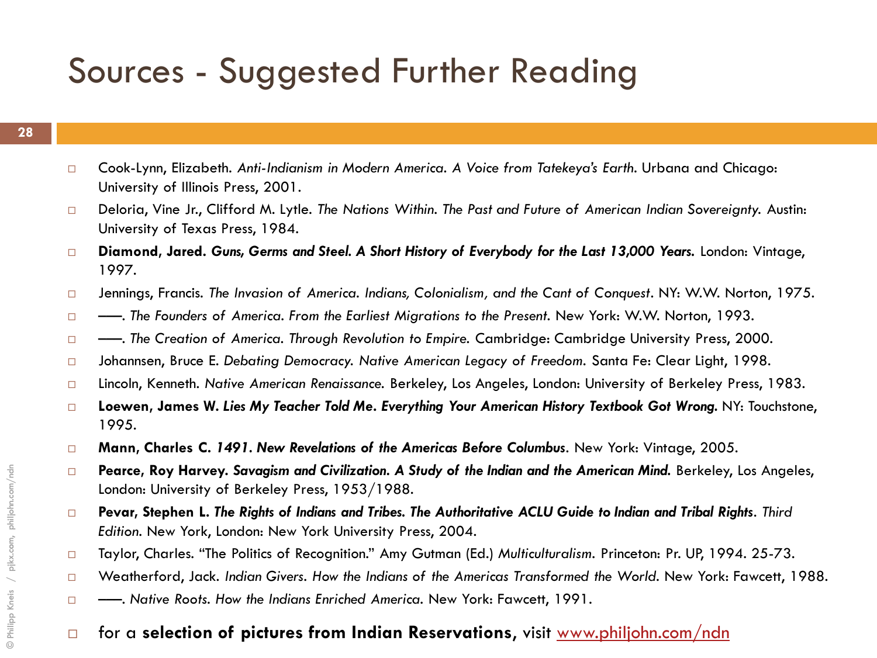# Sources - Suggested Further Reading

- Cook-Lynn, Elizabeth. *Anti-Indianism in Modern America. A Voice from Tatekeya's Earth*. Urbana and Chicago: University of Illinois Press, 2001.
- Deloria, Vine Jr., Clifford M. Lytle. *The Nations Within. The Past and Future of American Indian Sovereignty.* Austin: University of Texas Press, 1984.
- **Diamond, Jared. *Guns, Germs and Steel. A Short History of Everybody for the Last 13,000 Years.*** London: Vintage, 1997.
- Jennings, Francis. *The Invasion of America. Indians, Colonialism, and the Cant of Conquest*. NY: W.W. Norton, 1975.
- —. *The Founders of America. From the Earliest Migrations to the Present.* New York: W.W. Norton, 1993.
- —. *The Creation of America. Through Revolution to Empire.* Cambridge: Cambridge University Press, 2000.
- Johannsen, Bruce E. *Debating Democracy. Native American Legacy of Freedom*. Santa Fe: Clear Light, 1998.
- Lincoln, Kenneth. *Native American Renaissance*. Berkeley, Los Angeles, London: University of Berkeley Press, 1983.
- **Loewen, James W. *Lies My Teacher Told Me. Everything Your American History Textbook Got Wrong.*** NY: Touchstone, 1995.
- **Mann, Charles C. *1491. New Revelations of the Americas Before Columbus*.** New York: Vintage, 2005.
- **Pearce, Roy Harvey. *Savagism and Civilization. A Study of the Indian and the American Mind.*** Berkeley, Los Angeles, London: University of Berkeley Press, 1953/1988.
- **Pevar, Stephen L. *The Rights of Indians and Tribes. The Authoritative ACLU Guide to Indian and Tribal Rights*.** *Third Edition*. New York, London: New York University Press, 2004.
- Taylor, Charles. "The Politics of Recognition." Amy Gutman (Ed.) *Multiculturalism*. Princeton: Pr. UP, 1994. 25-73.
- Weatherford, Jack. *Indian Givers. How the Indians of the Americas Transformed the World*. New York: Fawcett, 1988.
- —. *Native Roots. How the Indians Enriched America*. New York: Fawcett, 1991.

- for a **selection of pictures from Indian Reservations**, visit www.philjohn.com/ndn